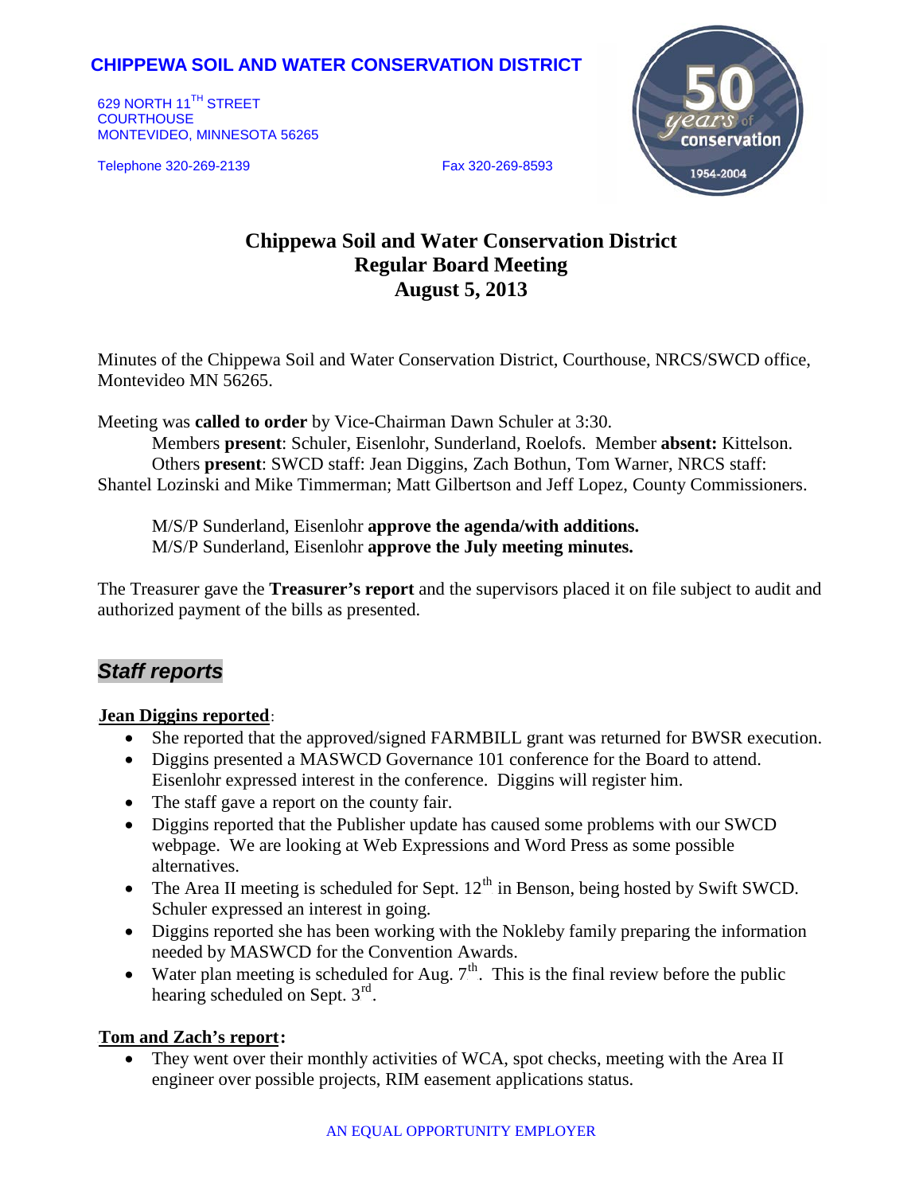**CHIPPEWA SOIL AND WATER CONSERVATION DISTRICT**

629 NORTH 11TH STREET
COURTHOUSE
MONTEVIDEO, MINNESOTA 56265

Telephone 320-269-2139 Fax 320-269-8593

# Chippewa Soil and Water Conservation District
## Regular Board Meeting
## August 5, 2013

Minutes of the Chippewa Soil and Water Conservation District, Courthouse, NRCS/SWCD office, Montevideo MN 56265.

Meeting was **called to order** by Vice-Chairman Dawn Schuler at 3:30.
Members **present**: Schuler, Eisenlohr, Sunderland, Roelofs. Member **absent:** Kittelson.
Others **present**: SWCD staff: Jean Diggins, Zach Bothun, Tom Warner, NRCS staff: Shantel Lozinski and Mike Timmerman; Matt Gilbertson and Jeff Lopez, County Commissioners.

M/S/P Sunderland, Eisenlohr **approve the agenda/with additions.**
M/S/P Sunderland, Eisenlohr **approve the July meeting minutes.**

The Treasurer gave the **Treasurer's report** and the supervisors placed it on file subject to audit and authorized payment of the bills as presented.

## ***Staff reports***

**Jean Diggins reported**:

- She reported that the approved/signed FARMBILL grant was returned for BWSR execution.
- Diggins presented a MASWCD Governance 101 conference for the Board to attend. Eisenlohr expressed interest in the conference. Diggins will register him.
- The staff gave a report on the county fair.
- Diggins reported that the Publisher update has caused some problems with our SWCD webpage. We are looking at Web Expressions and Word Press as some possible alternatives.
- The Area II meeting is scheduled for Sept. 12th in Benson, being hosted by Swift SWCD. Schuler expressed an interest in going.
- Diggins reported she has been working with the Nokleby family preparing the information needed by MASWCD for the Convention Awards.
- Water plan meeting is scheduled for Aug. 7th. This is the final review before the public hearing scheduled on Sept. 3rd.

**Tom and Zach's report:**

- They went over their monthly activities of WCA, spot checks, meeting with the Area II engineer over possible projects, RIM easement applications status.

AN EQUAL OPPORTUNITY EMPLOYER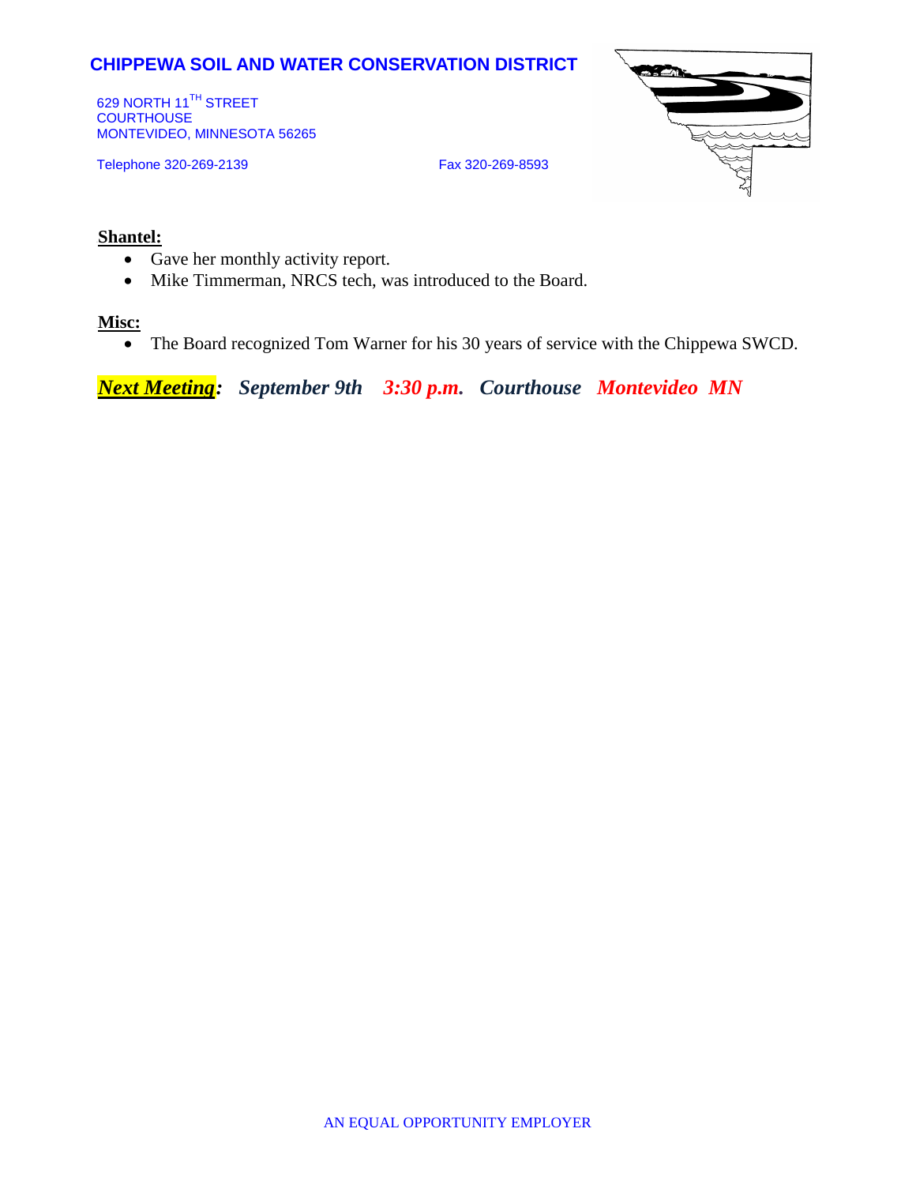**CHIPPEWA SOIL AND WATER CONSERVATION DISTRICT**

629 NORTH 11TH STREET
COURTHOUSE
MONTEVIDEO, MINNESOTA 56265

Telephone 320-269-2139 Fax 320-269-8593

**Shantel:**

- Gave her monthly activity report.
- Mike Timmerman, NRCS tech, was introduced to the Board.

**Misc:**

- The Board recognized Tom Warner for his 30 years of service with the Chippewa SWCD.

***Next Meeting*: *September 9th 3:30 p.m. Courthouse Montevideo MN***

AN EQUAL OPPORTUNITY EMPLOYER